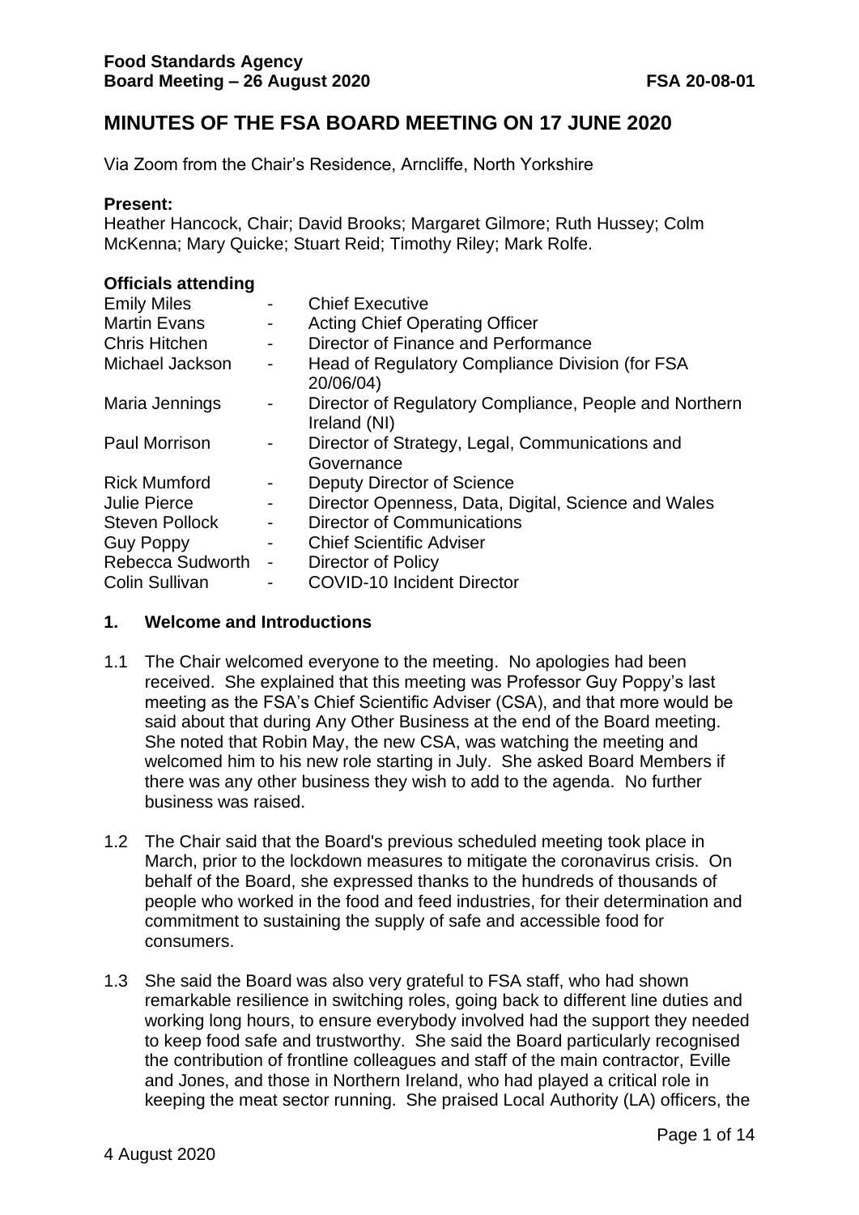**Food Standards Agency**
**Board Meeting – 26 August 2020** **FSA 20-08-01**

# MINUTES OF THE FSA BOARD MEETING ON 17 JUNE 2020

Via Zoom from the Chair's Residence, Arncliffe, North Yorkshire

**Present:**
Heather Hancock, Chair; David Brooks; Margaret Gilmore; Ruth Hussey; Colm McKenna; Mary Quicke; Stuart Reid; Timothy Riley; Mark Rolfe.

**Officials attending**

| | | |
|---|---|---|
| Emily Miles | - | Chief Executive |
| Martin Evans | - | Acting Chief Operating Officer |
| Chris Hitchen | - | Director of Finance and Performance |
| Michael Jackson | - | Head of Regulatory Compliance Division (for FSA 20/06/04) |
| Maria Jennings | - | Director of Regulatory Compliance, People and Northern Ireland (NI) |
| Paul Morrison | - | Director of Strategy, Legal, Communications and Governance |
| Rick Mumford | - | Deputy Director of Science |
| Julie Pierce | - | Director Openness, Data, Digital, Science and Wales |
| Steven Pollock | - | Director of Communications |
| Guy Poppy | - | Chief Scientific Adviser |
| Rebecca Sudworth | - | Director of Policy |
| Colin Sullivan | - | COVID-10 Incident Director |

## 1. Welcome and Introductions

1.1 The Chair welcomed everyone to the meeting. No apologies had been received. She explained that this meeting was Professor Guy Poppy's last meeting as the FSA's Chief Scientific Adviser (CSA), and that more would be said about that during Any Other Business at the end of the Board meeting. She noted that Robin May, the new CSA, was watching the meeting and welcomed him to his new role starting in July. She asked Board Members if there was any other business they wish to add to the agenda. No further business was raised.

1.2 The Chair said that the Board's previous scheduled meeting took place in March, prior to the lockdown measures to mitigate the coronavirus crisis. On behalf of the Board, she expressed thanks to the hundreds of thousands of people who worked in the food and feed industries, for their determination and commitment to sustaining the supply of safe and accessible food for consumers.

1.3 She said the Board was also very grateful to FSA staff, who had shown remarkable resilience in switching roles, going back to different line duties and working long hours, to ensure everybody involved had the support they needed to keep food safe and trustworthy. She said the Board particularly recognised the contribution of frontline colleagues and staff of the main contractor, Eville and Jones, and those in Northern Ireland, who had played a critical role in keeping the meat sector running. She praised Local Authority (LA) officers, the

4 August 2020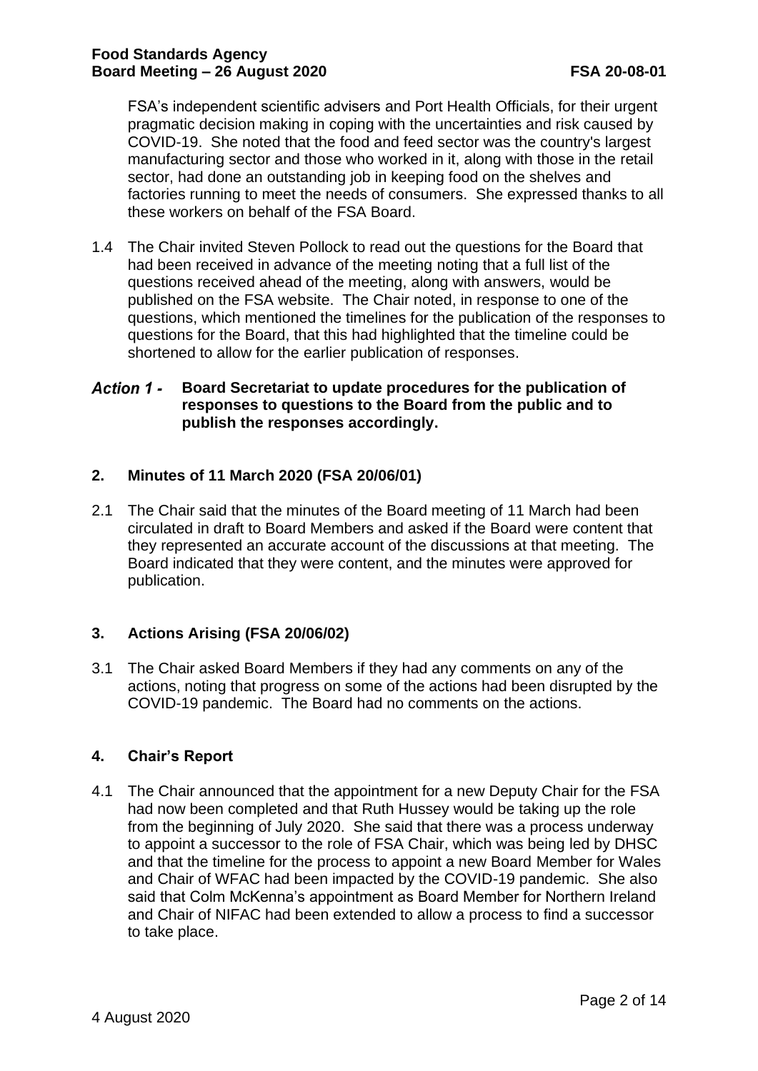FSA's independent scientific advisers and Port Health Officials, for their urgent pragmatic decision making in coping with the uncertainties and risk caused by COVID-19. She noted that the food and feed sector was the country's largest manufacturing sector and those who worked in it, along with those in the retail sector, had done an outstanding job in keeping food on the shelves and factories running to meet the needs of consumers. She expressed thanks to all these workers on behalf of the FSA Board.

1.4 The Chair invited Steven Pollock to read out the questions for the Board that had been received in advance of the meeting noting that a full list of the questions received ahead of the meeting, along with answers, would be published on the FSA website. The Chair noted, in response to one of the questions, which mentioned the timelines for the publication of the responses to questions for the Board, that this had highlighted that the timeline could be shortened to allow for the earlier publication of responses.

***Action 1 -*** **Board Secretariat to update procedures for the publication of responses to questions to the Board from the public and to publish the responses accordingly.**

## 2. Minutes of 11 March 2020 (FSA 20/06/01)

2.1 The Chair said that the minutes of the Board meeting of 11 March had been circulated in draft to Board Members and asked if the Board were content that they represented an accurate account of the discussions at that meeting. The Board indicated that they were content, and the minutes were approved for publication.

## 3. Actions Arising (FSA 20/06/02)

3.1 The Chair asked Board Members if they had any comments on any of the actions, noting that progress on some of the actions had been disrupted by the COVID-19 pandemic. The Board had no comments on the actions.

## 4. Chair's Report

4.1 The Chair announced that the appointment for a new Deputy Chair for the FSA had now been completed and that Ruth Hussey would be taking up the role from the beginning of July 2020. She said that there was a process underway to appoint a successor to the role of FSA Chair, which was being led by DHSC and that the timeline for the process to appoint a new Board Member for Wales and Chair of WFAC had been impacted by the COVID-19 pandemic. She also said that Colm McKenna's appointment as Board Member for Northern Ireland and Chair of NIFAC had been extended to allow a process to find a successor to take place.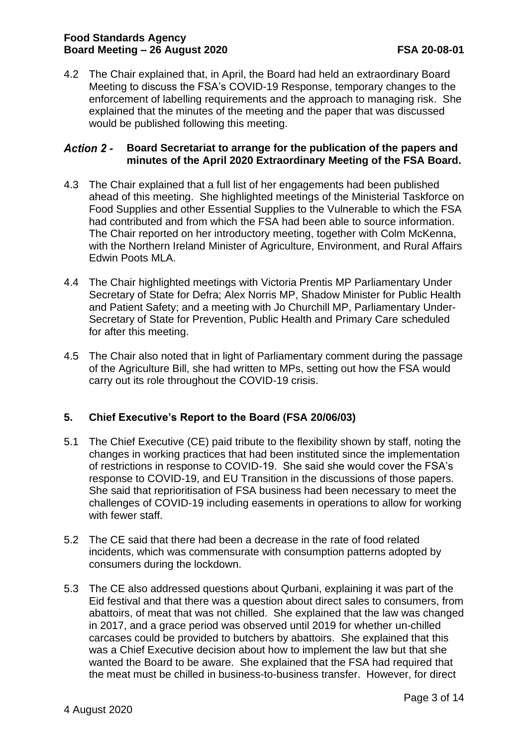4.2 The Chair explained that, in April, the Board had held an extraordinary Board Meeting to discuss the FSA's COVID-19 Response, temporary changes to the enforcement of labelling requirements and the approach to managing risk. She explained that the minutes of the meeting and the paper that was discussed would be published following this meeting.

***Action 2 -*** **Board Secretariat to arrange for the publication of the papers and minutes of the April 2020 Extraordinary Meeting of the FSA Board.**

4.3 The Chair explained that a full list of her engagements had been published ahead of this meeting. She highlighted meetings of the Ministerial Taskforce on Food Supplies and other Essential Supplies to the Vulnerable to which the FSA had contributed and from which the FSA had been able to source information. The Chair reported on her introductory meeting, together with Colm McKenna, with the Northern Ireland Minister of Agriculture, Environment, and Rural Affairs Edwin Poots MLA.

4.4 The Chair highlighted meetings with Victoria Prentis MP Parliamentary Under Secretary of State for Defra; Alex Norris MP, Shadow Minister for Public Health and Patient Safety; and a meeting with Jo Churchill MP, Parliamentary Under-Secretary of State for Prevention, Public Health and Primary Care scheduled for after this meeting.

4.5 The Chair also noted that in light of Parliamentary comment during the passage of the Agriculture Bill, she had written to MPs, setting out how the FSA would carry out its role throughout the COVID-19 crisis.

## 5. Chief Executive's Report to the Board (FSA 20/06/03)

5.1 The Chief Executive (CE) paid tribute to the flexibility shown by staff, noting the changes in working practices that had been instituted since the implementation of restrictions in response to COVID-19. She said she would cover the FSA's response to COVID-19, and EU Transition in the discussions of those papers. She said that reprioritisation of FSA business had been necessary to meet the challenges of COVID-19 including easements in operations to allow for working with fewer staff.

5.2 The CE said that there had been a decrease in the rate of food related incidents, which was commensurate with consumption patterns adopted by consumers during the lockdown.

5.3 The CE also addressed questions about Qurbani, explaining it was part of the Eid festival and that there was a question about direct sales to consumers, from abattoirs, of meat that was not chilled. She explained that the law was changed in 2017, and a grace period was observed until 2019 for whether un-chilled carcases could be provided to butchers by abattoirs. She explained that this was a Chief Executive decision about how to implement the law but that she wanted the Board to be aware. She explained that the FSA had required that the meat must be chilled in business-to-business transfer. However, for direct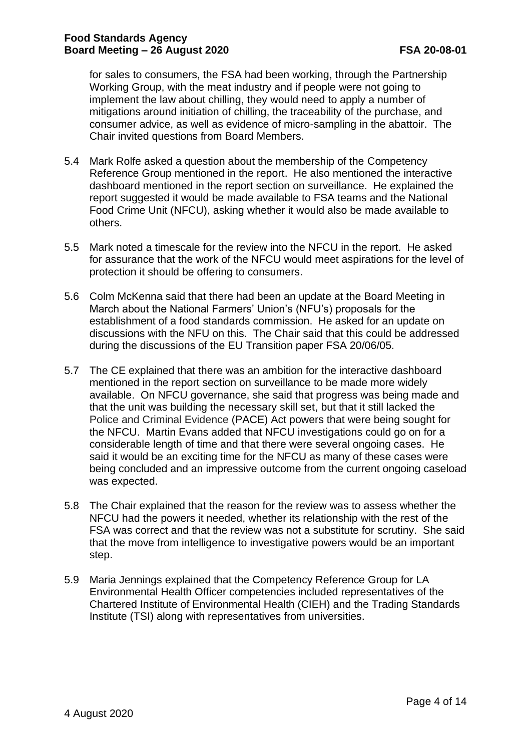for sales to consumers, the FSA had been working, through the Partnership Working Group, with the meat industry and if people were not going to implement the law about chilling, they would need to apply a number of mitigations around initiation of chilling, the traceability of the purchase, and consumer advice, as well as evidence of micro-sampling in the abattoir. The Chair invited questions from Board Members.

5.4 Mark Rolfe asked a question about the membership of the Competency Reference Group mentioned in the report. He also mentioned the interactive dashboard mentioned in the report section on surveillance. He explained the report suggested it would be made available to FSA teams and the National Food Crime Unit (NFCU), asking whether it would also be made available to others.

5.5 Mark noted a timescale for the review into the NFCU in the report. He asked for assurance that the work of the NFCU would meet aspirations for the level of protection it should be offering to consumers.

5.6 Colm McKenna said that there had been an update at the Board Meeting in March about the National Farmers' Union's (NFU's) proposals for the establishment of a food standards commission. He asked for an update on discussions with the NFU on this. The Chair said that this could be addressed during the discussions of the EU Transition paper FSA 20/06/05.

5.7 The CE explained that there was an ambition for the interactive dashboard mentioned in the report section on surveillance to be made more widely available. On NFCU governance, she said that progress was being made and that the unit was building the necessary skill set, but that it still lacked the Police and Criminal Evidence (PACE) Act powers that were being sought for the NFCU. Martin Evans added that NFCU investigations could go on for a considerable length of time and that there were several ongoing cases. He said it would be an exciting time for the NFCU as many of these cases were being concluded and an impressive outcome from the current ongoing caseload was expected.

5.8 The Chair explained that the reason for the review was to assess whether the NFCU had the powers it needed, whether its relationship with the rest of the FSA was correct and that the review was not a substitute for scrutiny. She said that the move from intelligence to investigative powers would be an important step.

5.9 Maria Jennings explained that the Competency Reference Group for LA Environmental Health Officer competencies included representatives of the Chartered Institute of Environmental Health (CIEH) and the Trading Standards Institute (TSI) along with representatives from universities.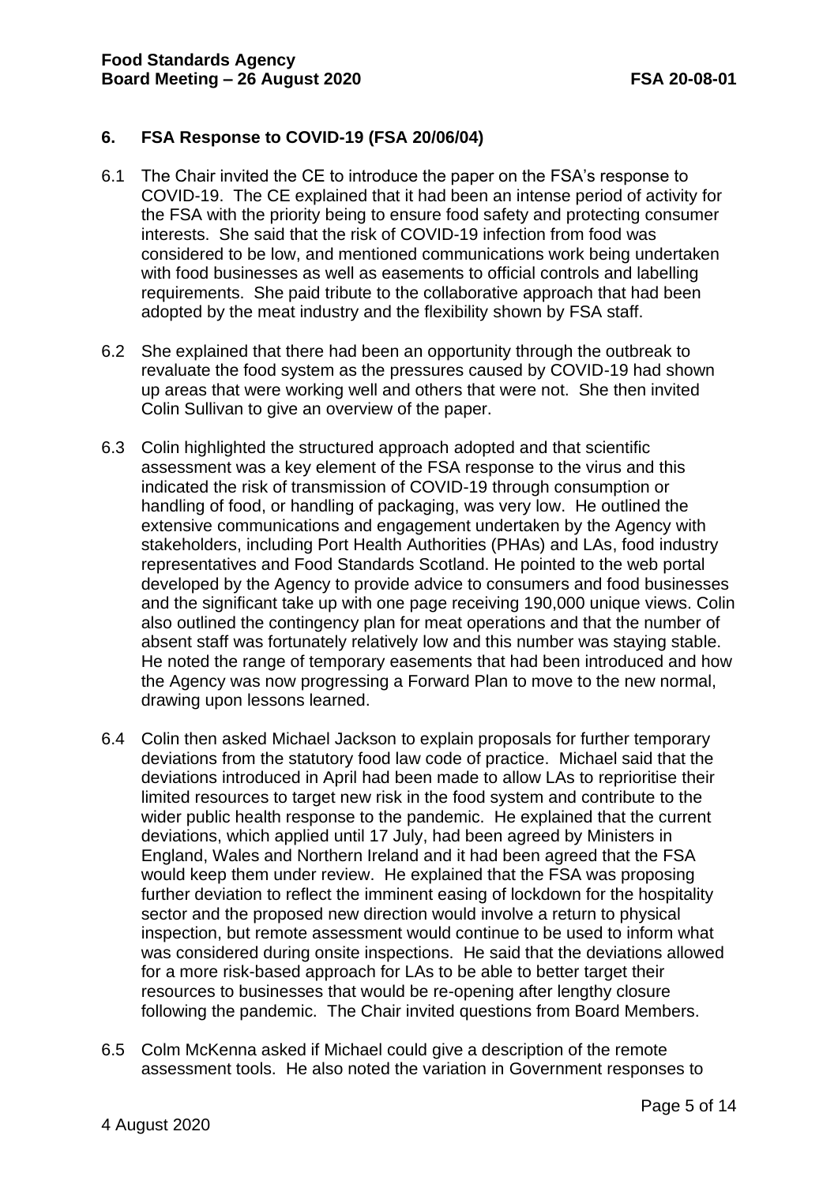## 6. FSA Response to COVID-19 (FSA 20/06/04)

6.1 The Chair invited the CE to introduce the paper on the FSA's response to COVID-19. The CE explained that it had been an intense period of activity for the FSA with the priority being to ensure food safety and protecting consumer interests. She said that the risk of COVID-19 infection from food was considered to be low, and mentioned communications work being undertaken with food businesses as well as easements to official controls and labelling requirements. She paid tribute to the collaborative approach that had been adopted by the meat industry and the flexibility shown by FSA staff.

6.2 She explained that there had been an opportunity through the outbreak to revaluate the food system as the pressures caused by COVID-19 had shown up areas that were working well and others that were not. She then invited Colin Sullivan to give an overview of the paper.

6.3 Colin highlighted the structured approach adopted and that scientific assessment was a key element of the FSA response to the virus and this indicated the risk of transmission of COVID-19 through consumption or handling of food, or handling of packaging, was very low. He outlined the extensive communications and engagement undertaken by the Agency with stakeholders, including Port Health Authorities (PHAs) and LAs, food industry representatives and Food Standards Scotland. He pointed to the web portal developed by the Agency to provide advice to consumers and food businesses and the significant take up with one page receiving 190,000 unique views. Colin also outlined the contingency plan for meat operations and that the number of absent staff was fortunately relatively low and this number was staying stable. He noted the range of temporary easements that had been introduced and how the Agency was now progressing a Forward Plan to move to the new normal, drawing upon lessons learned.

6.4 Colin then asked Michael Jackson to explain proposals for further temporary deviations from the statutory food law code of practice. Michael said that the deviations introduced in April had been made to allow LAs to reprioritise their limited resources to target new risk in the food system and contribute to the wider public health response to the pandemic. He explained that the current deviations, which applied until 17 July, had been agreed by Ministers in England, Wales and Northern Ireland and it had been agreed that the FSA would keep them under review. He explained that the FSA was proposing further deviation to reflect the imminent easing of lockdown for the hospitality sector and the proposed new direction would involve a return to physical inspection, but remote assessment would continue to be used to inform what was considered during onsite inspections. He said that the deviations allowed for a more risk-based approach for LAs to be able to better target their resources to businesses that would be re-opening after lengthy closure following the pandemic. The Chair invited questions from Board Members.

6.5 Colm McKenna asked if Michael could give a description of the remote assessment tools. He also noted the variation in Government responses to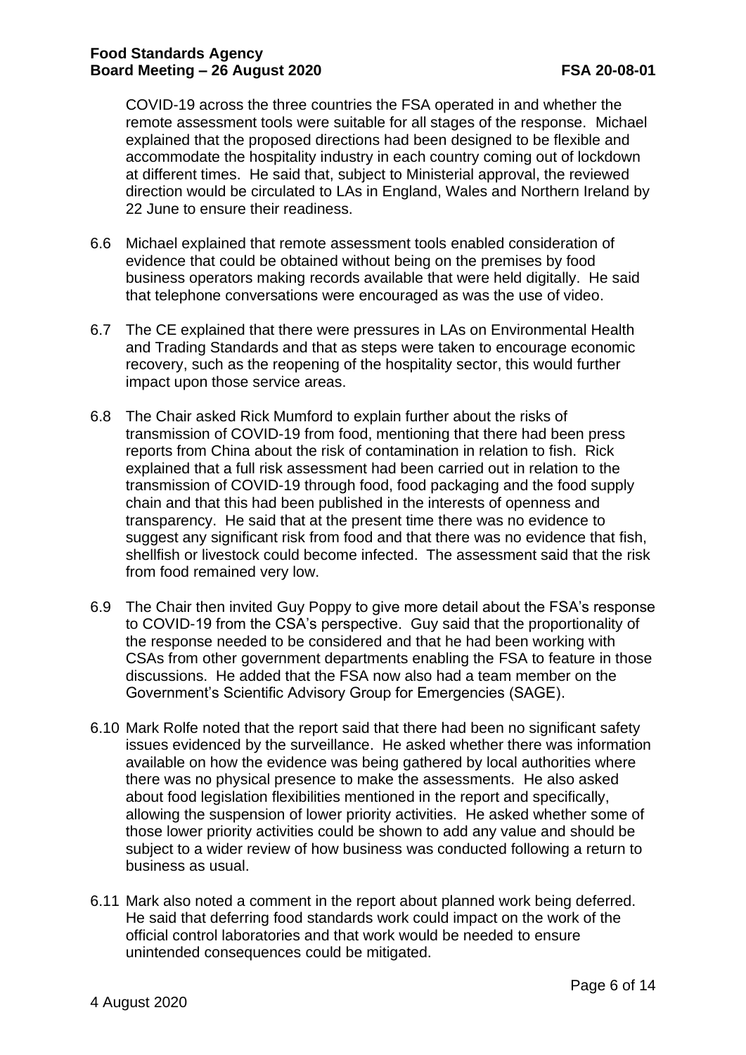COVID-19 across the three countries the FSA operated in and whether the remote assessment tools were suitable for all stages of the response. Michael explained that the proposed directions had been designed to be flexible and accommodate the hospitality industry in each country coming out of lockdown at different times. He said that, subject to Ministerial approval, the reviewed direction would be circulated to LAs in England, Wales and Northern Ireland by 22 June to ensure their readiness.

6.6 Michael explained that remote assessment tools enabled consideration of evidence that could be obtained without being on the premises by food business operators making records available that were held digitally. He said that telephone conversations were encouraged as was the use of video.

6.7 The CE explained that there were pressures in LAs on Environmental Health and Trading Standards and that as steps were taken to encourage economic recovery, such as the reopening of the hospitality sector, this would further impact upon those service areas.

6.8 The Chair asked Rick Mumford to explain further about the risks of transmission of COVID-19 from food, mentioning that there had been press reports from China about the risk of contamination in relation to fish. Rick explained that a full risk assessment had been carried out in relation to the transmission of COVID-19 through food, food packaging and the food supply chain and that this had been published in the interests of openness and transparency. He said that at the present time there was no evidence to suggest any significant risk from food and that there was no evidence that fish, shellfish or livestock could become infected. The assessment said that the risk from food remained very low.

6.9 The Chair then invited Guy Poppy to give more detail about the FSA's response to COVID-19 from the CSA's perspective. Guy said that the proportionality of the response needed to be considered and that he had been working with CSAs from other government departments enabling the FSA to feature in those discussions. He added that the FSA now also had a team member on the Government's Scientific Advisory Group for Emergencies (SAGE).

6.10 Mark Rolfe noted that the report said that there had been no significant safety issues evidenced by the surveillance. He asked whether there was information available on how the evidence was being gathered by local authorities where there was no physical presence to make the assessments. He also asked about food legislation flexibilities mentioned in the report and specifically, allowing the suspension of lower priority activities. He asked whether some of those lower priority activities could be shown to add any value and should be subject to a wider review of how business was conducted following a return to business as usual.

6.11 Mark also noted a comment in the report about planned work being deferred. He said that deferring food standards work could impact on the work of the official control laboratories and that work would be needed to ensure unintended consequences could be mitigated.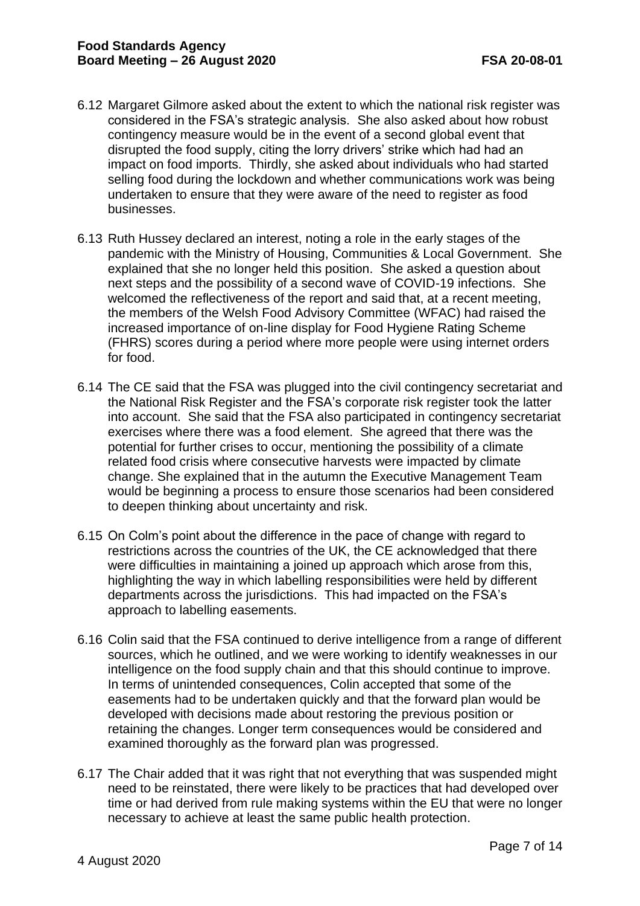6.12 Margaret Gilmore asked about the extent to which the national risk register was considered in the FSA's strategic analysis. She also asked about how robust contingency measure would be in the event of a second global event that disrupted the food supply, citing the lorry drivers' strike which had had an impact on food imports. Thirdly, she asked about individuals who had started selling food during the lockdown and whether communications work was being undertaken to ensure that they were aware of the need to register as food businesses.

6.13 Ruth Hussey declared an interest, noting a role in the early stages of the pandemic with the Ministry of Housing, Communities & Local Government. She explained that she no longer held this position. She asked a question about next steps and the possibility of a second wave of COVID-19 infections. She welcomed the reflectiveness of the report and said that, at a recent meeting, the members of the Welsh Food Advisory Committee (WFAC) had raised the increased importance of on-line display for Food Hygiene Rating Scheme (FHRS) scores during a period where more people were using internet orders for food.

6.14 The CE said that the FSA was plugged into the civil contingency secretariat and the National Risk Register and the FSA's corporate risk register took the latter into account. She said that the FSA also participated in contingency secretariat exercises where there was a food element. She agreed that there was the potential for further crises to occur, mentioning the possibility of a climate related food crisis where consecutive harvests were impacted by climate change. She explained that in the autumn the Executive Management Team would be beginning a process to ensure those scenarios had been considered to deepen thinking about uncertainty and risk.

6.15 On Colm's point about the difference in the pace of change with regard to restrictions across the countries of the UK, the CE acknowledged that there were difficulties in maintaining a joined up approach which arose from this, highlighting the way in which labelling responsibilities were held by different departments across the jurisdictions. This had impacted on the FSA's approach to labelling easements.

6.16 Colin said that the FSA continued to derive intelligence from a range of different sources, which he outlined, and we were working to identify weaknesses in our intelligence on the food supply chain and that this should continue to improve. In terms of unintended consequences, Colin accepted that some of the easements had to be undertaken quickly and that the forward plan would be developed with decisions made about restoring the previous position or retaining the changes. Longer term consequences would be considered and examined thoroughly as the forward plan was progressed.

6.17 The Chair added that it was right that not everything that was suspended might need to be reinstated, there were likely to be practices that had developed over time or had derived from rule making systems within the EU that were no longer necessary to achieve at least the same public health protection.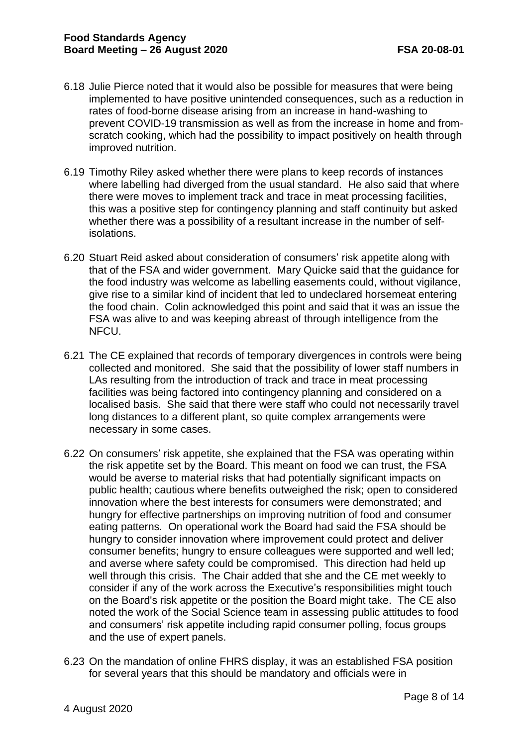6.18 Julie Pierce noted that it would also be possible for measures that were being implemented to have positive unintended consequences, such as a reduction in rates of food-borne disease arising from an increase in hand-washing to prevent COVID-19 transmission as well as from the increase in home and from-scratch cooking, which had the possibility to impact positively on health through improved nutrition.

6.19 Timothy Riley asked whether there were plans to keep records of instances where labelling had diverged from the usual standard. He also said that where there were moves to implement track and trace in meat processing facilities, this was a positive step for contingency planning and staff continuity but asked whether there was a possibility of a resultant increase in the number of self-isolations.

6.20 Stuart Reid asked about consideration of consumers' risk appetite along with that of the FSA and wider government. Mary Quicke said that the guidance for the food industry was welcome as labelling easements could, without vigilance, give rise to a similar kind of incident that led to undeclared horsemeat entering the food chain. Colin acknowledged this point and said that it was an issue the FSA was alive to and was keeping abreast of through intelligence from the NFCU.

6.21 The CE explained that records of temporary divergences in controls were being collected and monitored. She said that the possibility of lower staff numbers in LAs resulting from the introduction of track and trace in meat processing facilities was being factored into contingency planning and considered on a localised basis. She said that there were staff who could not necessarily travel long distances to a different plant, so quite complex arrangements were necessary in some cases.

6.22 On consumers' risk appetite, she explained that the FSA was operating within the risk appetite set by the Board. This meant on food we can trust, the FSA would be averse to material risks that had potentially significant impacts on public health; cautious where benefits outweighed the risk; open to considered innovation where the best interests for consumers were demonstrated; and hungry for effective partnerships on improving nutrition of food and consumer eating patterns. On operational work the Board had said the FSA should be hungry to consider innovation where improvement could protect and deliver consumer benefits; hungry to ensure colleagues were supported and well led; and averse where safety could be compromised. This direction had held up well through this crisis. The Chair added that she and the CE met weekly to consider if any of the work across the Executive's responsibilities might touch on the Board's risk appetite or the position the Board might take. The CE also noted the work of the Social Science team in assessing public attitudes to food and consumers' risk appetite including rapid consumer polling, focus groups and the use of expert panels.

6.23 On the mandation of online FHRS display, it was an established FSA position for several years that this should be mandatory and officials were in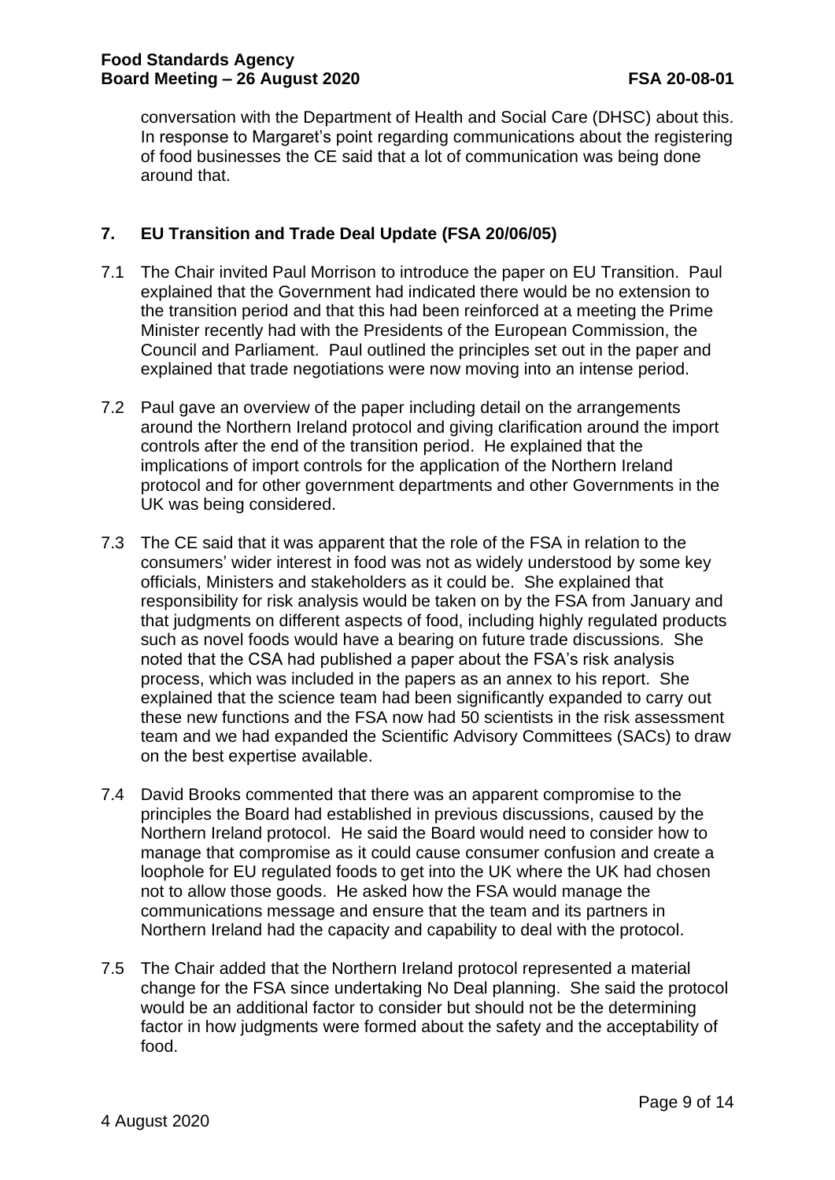conversation with the Department of Health and Social Care (DHSC) about this. In response to Margaret's point regarding communications about the registering of food businesses the CE said that a lot of communication was being done around that.

## 7. EU Transition and Trade Deal Update (FSA 20/06/05)

7.1 The Chair invited Paul Morrison to introduce the paper on EU Transition. Paul explained that the Government had indicated there would be no extension to the transition period and that this had been reinforced at a meeting the Prime Minister recently had with the Presidents of the European Commission, the Council and Parliament. Paul outlined the principles set out in the paper and explained that trade negotiations were now moving into an intense period.

7.2 Paul gave an overview of the paper including detail on the arrangements around the Northern Ireland protocol and giving clarification around the import controls after the end of the transition period. He explained that the implications of import controls for the application of the Northern Ireland protocol and for other government departments and other Governments in the UK was being considered.

7.3 The CE said that it was apparent that the role of the FSA in relation to the consumers' wider interest in food was not as widely understood by some key officials, Ministers and stakeholders as it could be. She explained that responsibility for risk analysis would be taken on by the FSA from January and that judgments on different aspects of food, including highly regulated products such as novel foods would have a bearing on future trade discussions. She noted that the CSA had published a paper about the FSA's risk analysis process, which was included in the papers as an annex to his report. She explained that the science team had been significantly expanded to carry out these new functions and the FSA now had 50 scientists in the risk assessment team and we had expanded the Scientific Advisory Committees (SACs) to draw on the best expertise available.

7.4 David Brooks commented that there was an apparent compromise to the principles the Board had established in previous discussions, caused by the Northern Ireland protocol. He said the Board would need to consider how to manage that compromise as it could cause consumer confusion and create a loophole for EU regulated foods to get into the UK where the UK had chosen not to allow those goods. He asked how the FSA would manage the communications message and ensure that the team and its partners in Northern Ireland had the capacity and capability to deal with the protocol.

7.5 The Chair added that the Northern Ireland protocol represented a material change for the FSA since undertaking No Deal planning. She said the protocol would be an additional factor to consider but should not be the determining factor in how judgments were formed about the safety and the acceptability of food.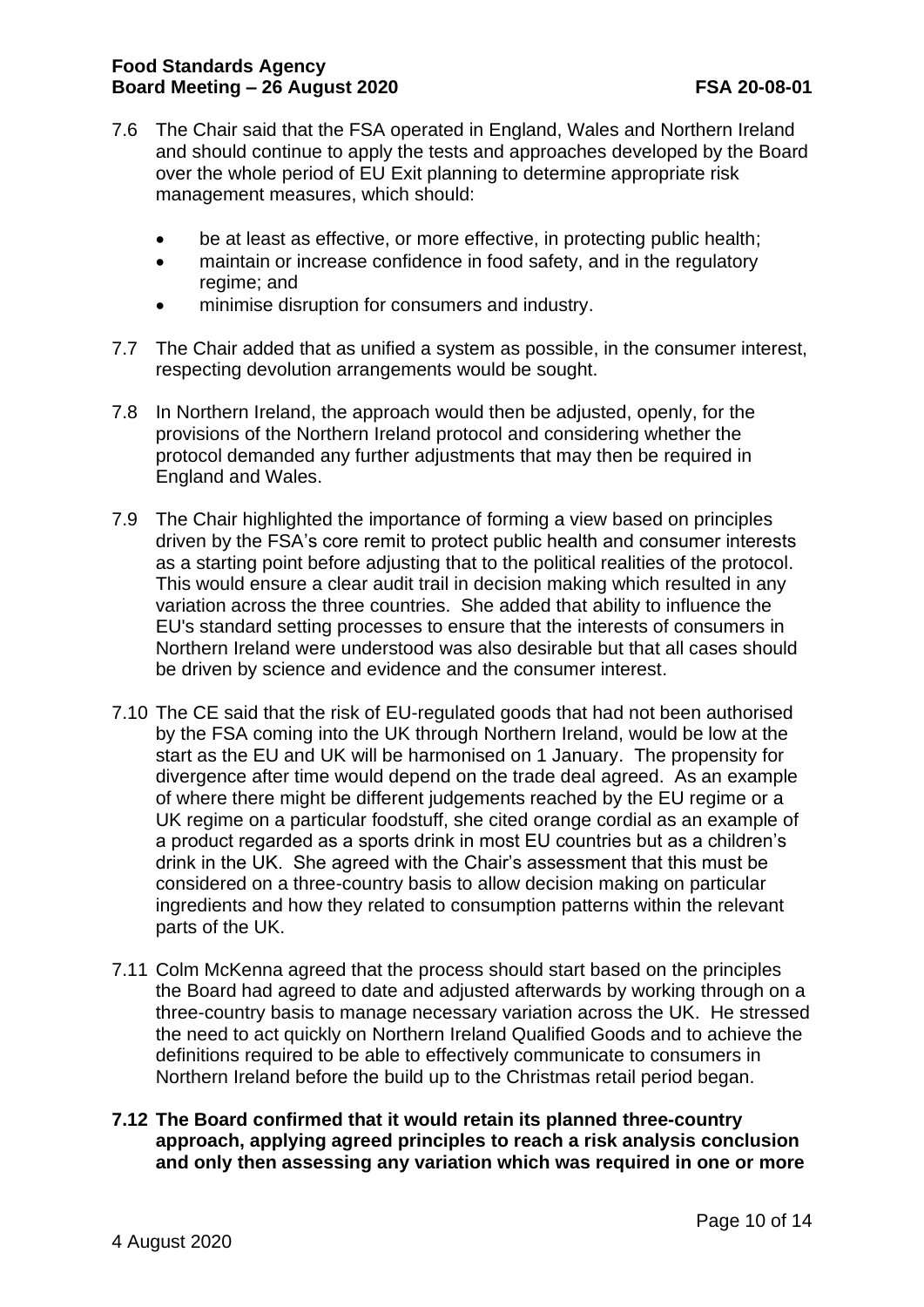7.6 The Chair said that the FSA operated in England, Wales and Northern Ireland and should continue to apply the tests and approaches developed by the Board over the whole period of EU Exit planning to determine appropriate risk management measures, which should:

- be at least as effective, or more effective, in protecting public health;
- maintain or increase confidence in food safety, and in the regulatory regime; and
- minimise disruption for consumers and industry.

7.7 The Chair added that as unified a system as possible, in the consumer interest, respecting devolution arrangements would be sought.

7.8 In Northern Ireland, the approach would then be adjusted, openly, for the provisions of the Northern Ireland protocol and considering whether the protocol demanded any further adjustments that may then be required in England and Wales.

7.9 The Chair highlighted the importance of forming a view based on principles driven by the FSA's core remit to protect public health and consumer interests as a starting point before adjusting that to the political realities of the protocol. This would ensure a clear audit trail in decision making which resulted in any variation across the three countries. She added that ability to influence the EU's standard setting processes to ensure that the interests of consumers in Northern Ireland were understood was also desirable but that all cases should be driven by science and evidence and the consumer interest.

7.10 The CE said that the risk of EU-regulated goods that had not been authorised by the FSA coming into the UK through Northern Ireland, would be low at the start as the EU and UK will be harmonised on 1 January. The propensity for divergence after time would depend on the trade deal agreed. As an example of where there might be different judgements reached by the EU regime or a UK regime on a particular foodstuff, she cited orange cordial as an example of a product regarded as a sports drink in most EU countries but as a children's drink in the UK. She agreed with the Chair's assessment that this must be considered on a three-country basis to allow decision making on particular ingredients and how they related to consumption patterns within the relevant parts of the UK.

7.11 Colm McKenna agreed that the process should start based on the principles the Board had agreed to date and adjusted afterwards by working through on a three-country basis to manage necessary variation across the UK. He stressed the need to act quickly on Northern Ireland Qualified Goods and to achieve the definitions required to be able to effectively communicate to consumers in Northern Ireland before the build up to the Christmas retail period began.

**7.12 The Board confirmed that it would retain its planned three-country approach, applying agreed principles to reach a risk analysis conclusion and only then assessing any variation which was required in one or more**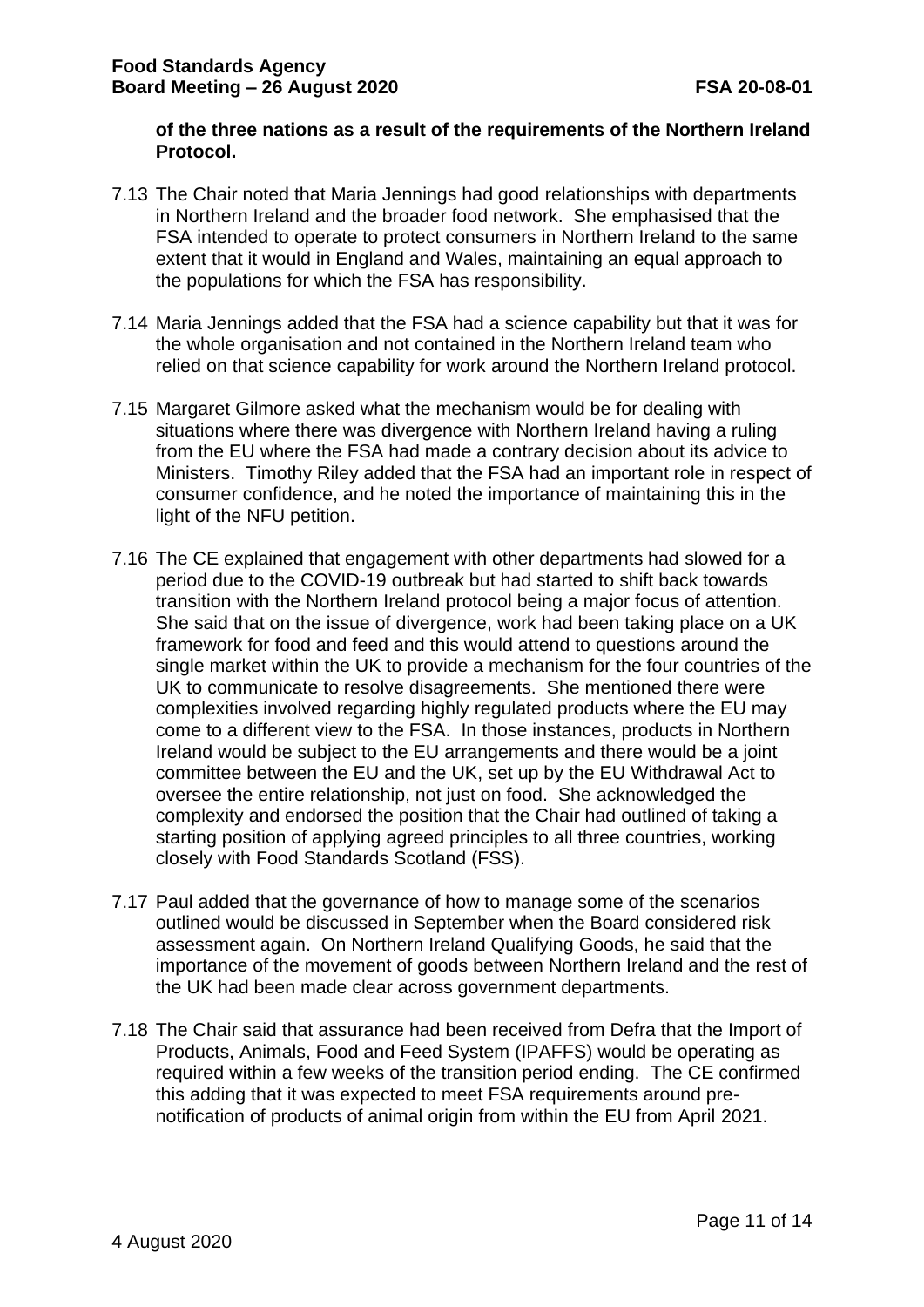**of the three nations as a result of the requirements of the Northern Ireland Protocol.**

7.13 The Chair noted that Maria Jennings had good relationships with departments in Northern Ireland and the broader food network. She emphasised that the FSA intended to operate to protect consumers in Northern Ireland to the same extent that it would in England and Wales, maintaining an equal approach to the populations for which the FSA has responsibility.

7.14 Maria Jennings added that the FSA had a science capability but that it was for the whole organisation and not contained in the Northern Ireland team who relied on that science capability for work around the Northern Ireland protocol.

7.15 Margaret Gilmore asked what the mechanism would be for dealing with situations where there was divergence with Northern Ireland having a ruling from the EU where the FSA had made a contrary decision about its advice to Ministers. Timothy Riley added that the FSA had an important role in respect of consumer confidence, and he noted the importance of maintaining this in the light of the NFU petition.

7.16 The CE explained that engagement with other departments had slowed for a period due to the COVID-19 outbreak but had started to shift back towards transition with the Northern Ireland protocol being a major focus of attention. She said that on the issue of divergence, work had been taking place on a UK framework for food and feed and this would attend to questions around the single market within the UK to provide a mechanism for the four countries of the UK to communicate to resolve disagreements. She mentioned there were complexities involved regarding highly regulated products where the EU may come to a different view to the FSA. In those instances, products in Northern Ireland would be subject to the EU arrangements and there would be a joint committee between the EU and the UK, set up by the EU Withdrawal Act to oversee the entire relationship, not just on food. She acknowledged the complexity and endorsed the position that the Chair had outlined of taking a starting position of applying agreed principles to all three countries, working closely with Food Standards Scotland (FSS).

7.17 Paul added that the governance of how to manage some of the scenarios outlined would be discussed in September when the Board considered risk assessment again. On Northern Ireland Qualifying Goods, he said that the importance of the movement of goods between Northern Ireland and the rest of the UK had been made clear across government departments.

7.18 The Chair said that assurance had been received from Defra that the Import of Products, Animals, Food and Feed System (IPAFFS) would be operating as required within a few weeks of the transition period ending. The CE confirmed this adding that it was expected to meet FSA requirements around pre-notification of products of animal origin from within the EU from April 2021.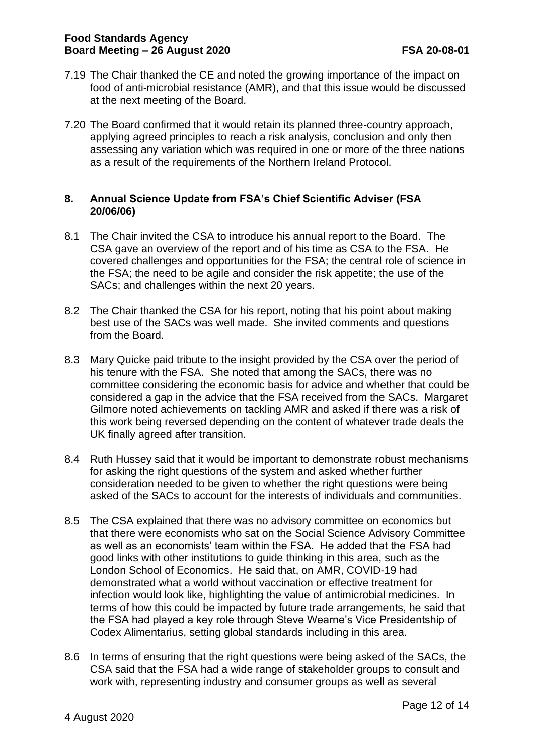7.19 The Chair thanked the CE and noted the growing importance of the impact on food of anti-microbial resistance (AMR), and that this issue would be discussed at the next meeting of the Board.

7.20 The Board confirmed that it would retain its planned three-country approach, applying agreed principles to reach a risk analysis, conclusion and only then assessing any variation which was required in one or more of the three nations as a result of the requirements of the Northern Ireland Protocol.

## 8. Annual Science Update from FSA's Chief Scientific Adviser (FSA 20/06/06)

8.1 The Chair invited the CSA to introduce his annual report to the Board. The CSA gave an overview of the report and of his time as CSA to the FSA. He covered challenges and opportunities for the FSA; the central role of science in the FSA; the need to be agile and consider the risk appetite; the use of the SACs; and challenges within the next 20 years.

8.2 The Chair thanked the CSA for his report, noting that his point about making best use of the SACs was well made. She invited comments and questions from the Board.

8.3 Mary Quicke paid tribute to the insight provided by the CSA over the period of his tenure with the FSA. She noted that among the SACs, there was no committee considering the economic basis for advice and whether that could be considered a gap in the advice that the FSA received from the SACs. Margaret Gilmore noted achievements on tackling AMR and asked if there was a risk of this work being reversed depending on the content of whatever trade deals the UK finally agreed after transition.

8.4 Ruth Hussey said that it would be important to demonstrate robust mechanisms for asking the right questions of the system and asked whether further consideration needed to be given to whether the right questions were being asked of the SACs to account for the interests of individuals and communities.

8.5 The CSA explained that there was no advisory committee on economics but that there were economists who sat on the Social Science Advisory Committee as well as an economists' team within the FSA. He added that the FSA had good links with other institutions to guide thinking in this area, such as the London School of Economics. He said that, on AMR, COVID-19 had demonstrated what a world without vaccination or effective treatment for infection would look like, highlighting the value of antimicrobial medicines. In terms of how this could be impacted by future trade arrangements, he said that the FSA had played a key role through Steve Wearne's Vice Presidentship of Codex Alimentarius, setting global standards including in this area.

8.6 In terms of ensuring that the right questions were being asked of the SACs, the CSA said that the FSA had a wide range of stakeholder groups to consult and work with, representing industry and consumer groups as well as several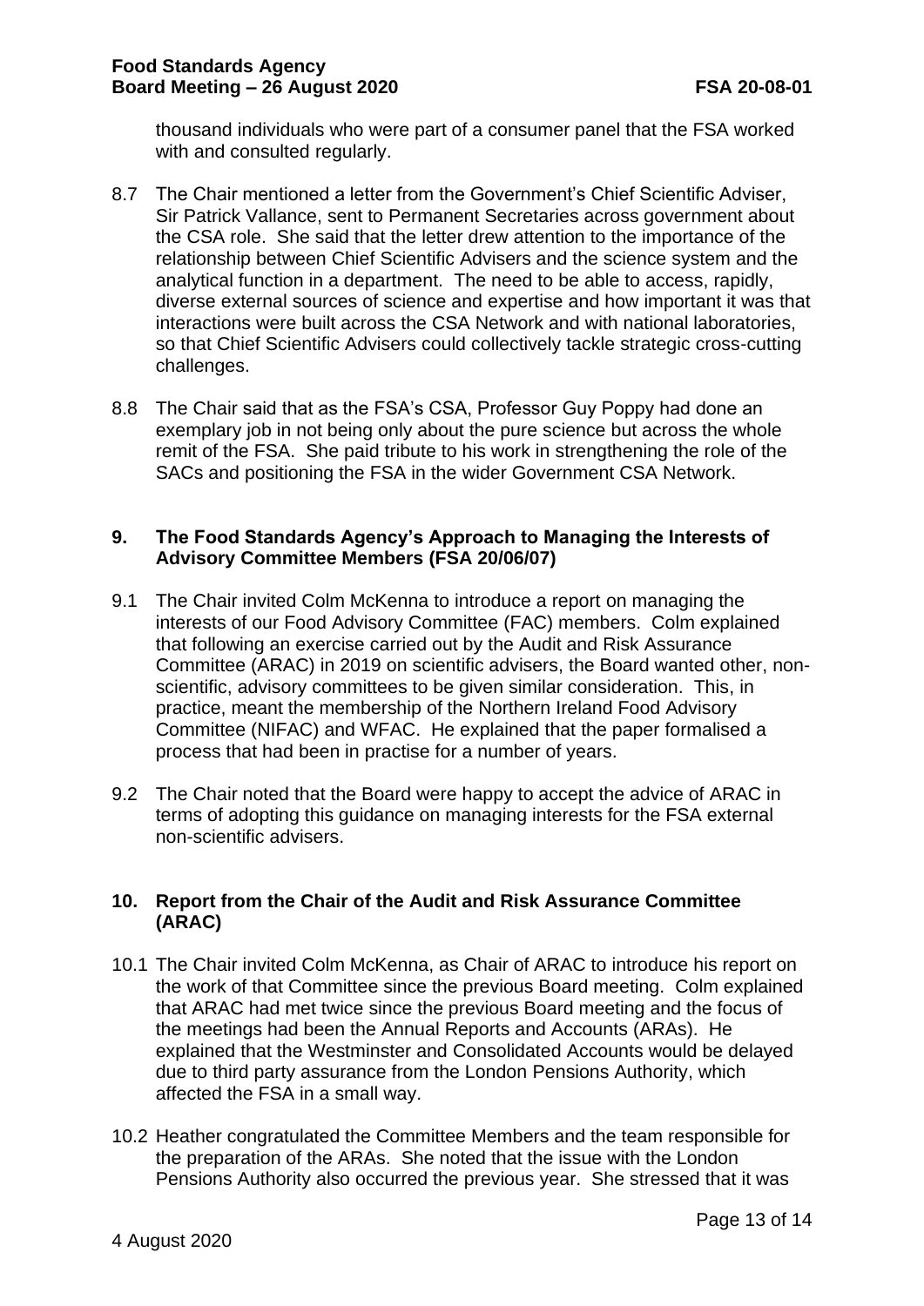thousand individuals who were part of a consumer panel that the FSA worked with and consulted regularly.

8.7 The Chair mentioned a letter from the Government's Chief Scientific Adviser, Sir Patrick Vallance, sent to Permanent Secretaries across government about the CSA role. She said that the letter drew attention to the importance of the relationship between Chief Scientific Advisers and the science system and the analytical function in a department. The need to be able to access, rapidly, diverse external sources of science and expertise and how important it was that interactions were built across the CSA Network and with national laboratories, so that Chief Scientific Advisers could collectively tackle strategic cross-cutting challenges.

8.8 The Chair said that as the FSA's CSA, Professor Guy Poppy had done an exemplary job in not being only about the pure science but across the whole remit of the FSA. She paid tribute to his work in strengthening the role of the SACs and positioning the FSA in the wider Government CSA Network.

## 9. The Food Standards Agency's Approach to Managing the Interests of Advisory Committee Members (FSA 20/06/07)

9.1 The Chair invited Colm McKenna to introduce a report on managing the interests of our Food Advisory Committee (FAC) members. Colm explained that following an exercise carried out by the Audit and Risk Assurance Committee (ARAC) in 2019 on scientific advisers, the Board wanted other, non-scientific, advisory committees to be given similar consideration. This, in practice, meant the membership of the Northern Ireland Food Advisory Committee (NIFAC) and WFAC. He explained that the paper formalised a process that had been in practise for a number of years.

9.2 The Chair noted that the Board were happy to accept the advice of ARAC in terms of adopting this guidance on managing interests for the FSA external non-scientific advisers.

## 10. Report from the Chair of the Audit and Risk Assurance Committee (ARAC)

10.1 The Chair invited Colm McKenna, as Chair of ARAC to introduce his report on the work of that Committee since the previous Board meeting. Colm explained that ARAC had met twice since the previous Board meeting and the focus of the meetings had been the Annual Reports and Accounts (ARAs). He explained that the Westminster and Consolidated Accounts would be delayed due to third party assurance from the London Pensions Authority, which affected the FSA in a small way.

10.2 Heather congratulated the Committee Members and the team responsible for the preparation of the ARAs. She noted that the issue with the London Pensions Authority also occurred the previous year. She stressed that it was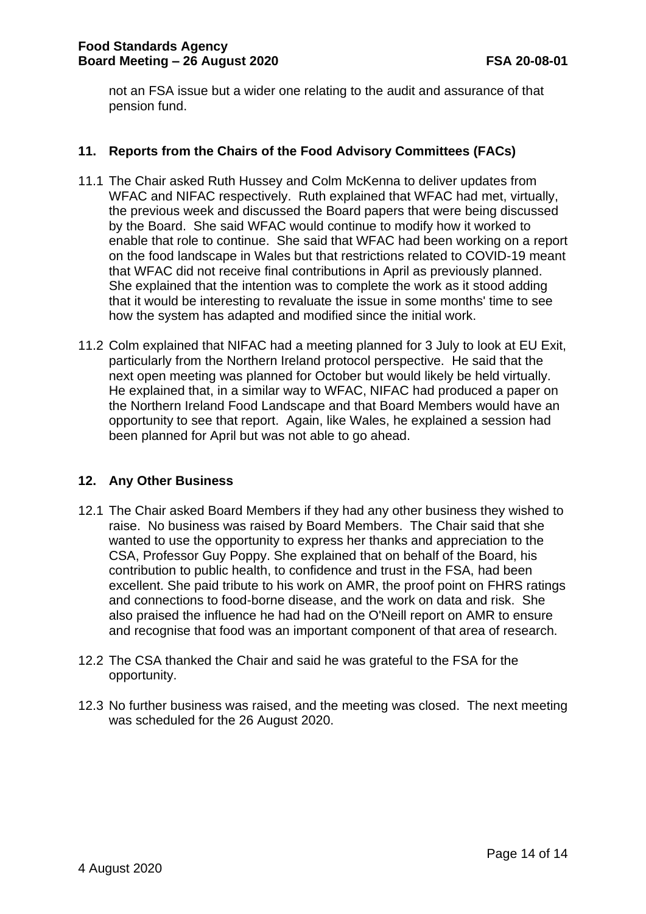not an FSA issue but a wider one relating to the audit and assurance of that pension fund.

## 11. Reports from the Chairs of the Food Advisory Committees (FACs)

11.1 The Chair asked Ruth Hussey and Colm McKenna to deliver updates from WFAC and NIFAC respectively. Ruth explained that WFAC had met, virtually, the previous week and discussed the Board papers that were being discussed by the Board. She said WFAC would continue to modify how it worked to enable that role to continue. She said that WFAC had been working on a report on the food landscape in Wales but that restrictions related to COVID-19 meant that WFAC did not receive final contributions in April as previously planned. She explained that the intention was to complete the work as it stood adding that it would be interesting to revaluate the issue in some months' time to see how the system has adapted and modified since the initial work.

11.2 Colm explained that NIFAC had a meeting planned for 3 July to look at EU Exit, particularly from the Northern Ireland protocol perspective. He said that the next open meeting was planned for October but would likely be held virtually. He explained that, in a similar way to WFAC, NIFAC had produced a paper on the Northern Ireland Food Landscape and that Board Members would have an opportunity to see that report. Again, like Wales, he explained a session had been planned for April but was not able to go ahead.

## 12. Any Other Business

12.1 The Chair asked Board Members if they had any other business they wished to raise. No business was raised by Board Members. The Chair said that she wanted to use the opportunity to express her thanks and appreciation to the CSA, Professor Guy Poppy. She explained that on behalf of the Board, his contribution to public health, to confidence and trust in the FSA, had been excellent. She paid tribute to his work on AMR, the proof point on FHRS ratings and connections to food-borne disease, and the work on data and risk. She also praised the influence he had had on the O'Neill report on AMR to ensure and recognise that food was an important component of that area of research.

12.2 The CSA thanked the Chair and said he was grateful to the FSA for the opportunity.

12.3 No further business was raised, and the meeting was closed. The next meeting was scheduled for the 26 August 2020.